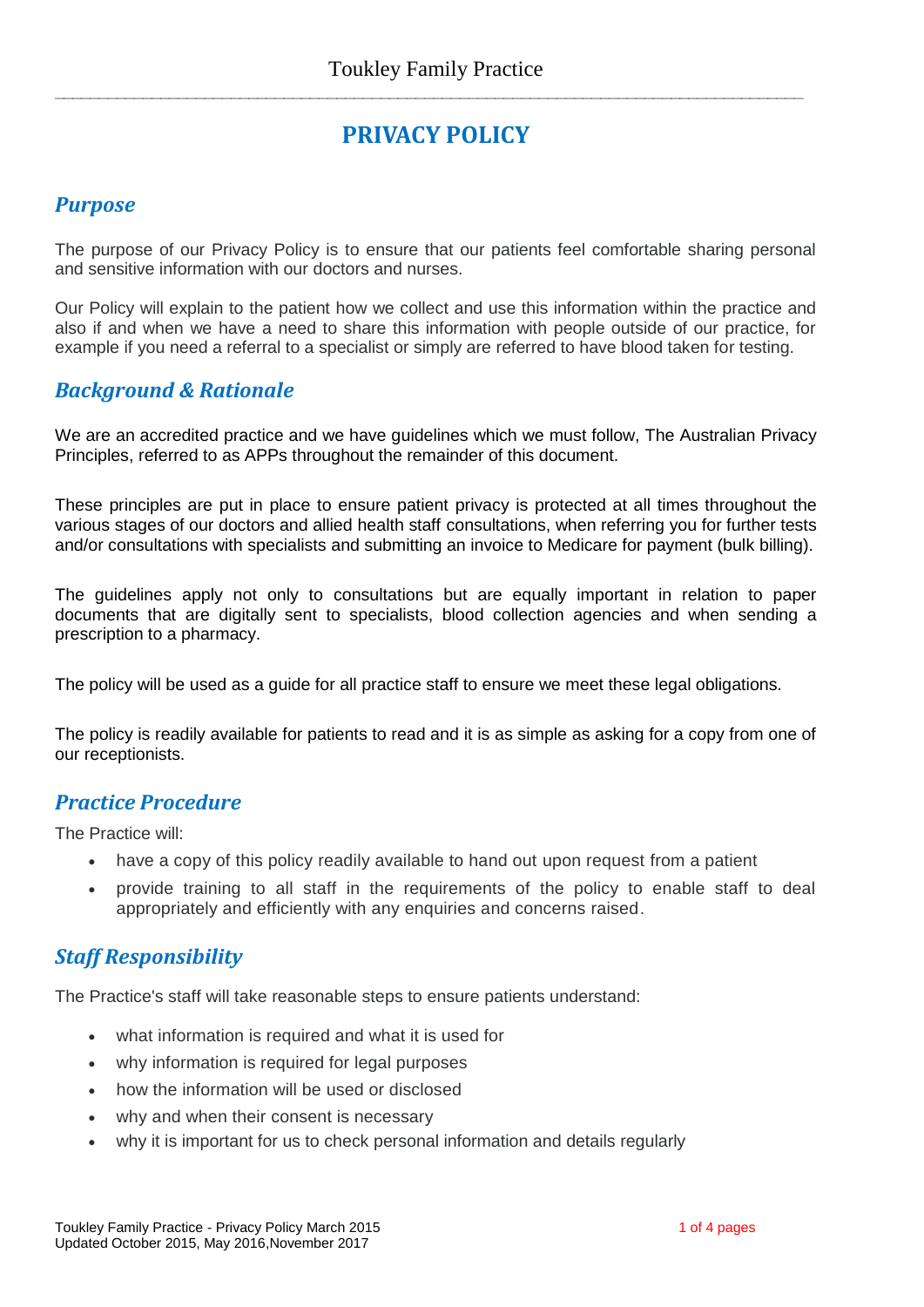# PRIVACY POLICY

## *Purpose*

The purpose of our Privacy Policy is to ensure that our patients feel comfortable sharing personal and sensitive information with our doctors and nurses.

Our Policy will explain to the patient how we collect and use this information within the practice and also if and when we have a need to share this information with people outside of our practice, for example if you need a referral to a specialist or simply are referred to have blood taken for testing.

## *Background & Rationale*

We are an accredited practice and we have guidelines which we must follow, The Australian Privacy Principles, referred to as APPs throughout the remainder of this document.

These principles are put in place to ensure patient privacy is protected at all times throughout the various stages of our doctors and allied health staff consultations, when referring you for further tests and/or consultations with specialists and submitting an invoice to Medicare for payment (bulk billing).

The guidelines apply not only to consultations but are equally important in relation to paper documents that are digitally sent to specialists, blood collection agencies and when sending a prescription to a pharmacy.

The policy will be used as a guide for all practice staff to ensure we meet these legal obligations.

The policy is readily available for patients to read and it is as simple as asking for a copy from one of our receptionists.

## *Practice Procedure*

The Practice will:

- have a copy of this policy readily available to hand out upon request from a patient
- provide training to all staff in the requirements of the policy to enable staff to deal appropriately and efficiently with any enquiries and concerns raised.

## *Staff Responsibility*

The Practice's staff will take reasonable steps to ensure patients understand:

- what information is required and what it is used for
- why information is required for legal purposes
- how the information will be used or disclosed
- why and when their consent is necessary
- why it is important for us to check personal information and details regularly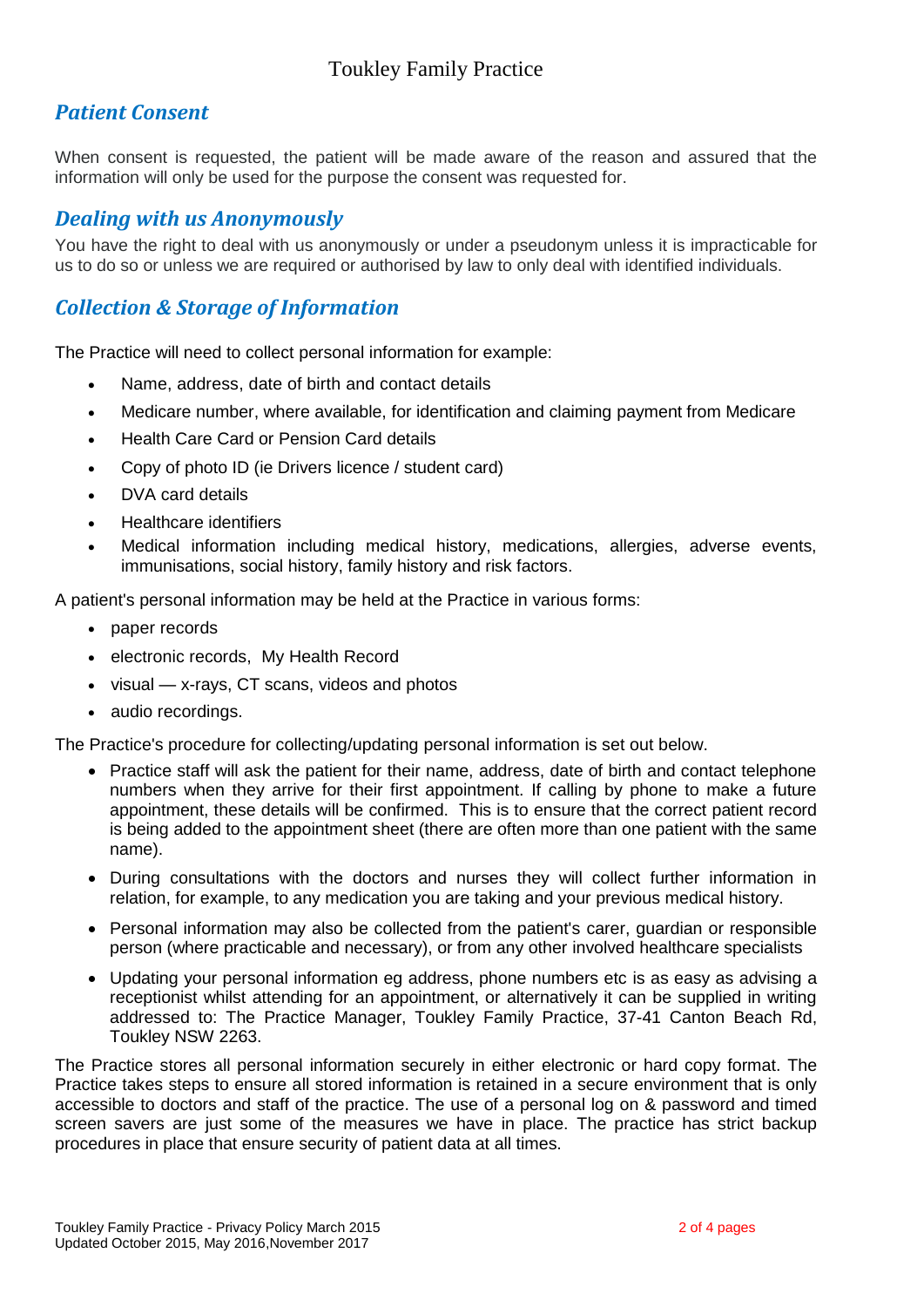## *Patient Consent*

When consent is requested, the patient will be made aware of the reason and assured that the information will only be used for the purpose the consent was requested for.

## *Dealing with us Anonymously*

You have the right to deal with us anonymously or under a pseudonym unless it is impracticable for us to do so or unless we are required or authorised by law to only deal with identified individuals.

## *Collection & Storage of Information*

The Practice will need to collect personal information for example:

- Name, address, date of birth and contact details
- Medicare number, where available, for identification and claiming payment from Medicare
- Health Care Card or Pension Card details
- Copy of photo ID (ie Drivers licence / student card)
- DVA card details
- Healthcare identifiers
- Medical information including medical history, medications, allergies, adverse events, immunisations, social history, family history and risk factors.

A patient's personal information may be held at the Practice in various forms:

- paper records
- electronic records, My Health Record
- visual — x-rays, CT scans, videos and photos
- audio recordings.

The Practice's procedure for collecting/updating personal information is set out below.

- Practice staff will ask the patient for their name, address, date of birth and contact telephone numbers when they arrive for their first appointment. If calling by phone to make a future appointment, these details will be confirmed. This is to ensure that the correct patient record is being added to the appointment sheet (there are often more than one patient with the same name).
- During consultations with the doctors and nurses they will collect further information in relation, for example, to any medication you are taking and your previous medical history.
- Personal information may also be collected from the patient's carer, guardian or responsible person (where practicable and necessary), or from any other involved healthcare specialists
- Updating your personal information eg address, phone numbers etc is as easy as advising a receptionist whilst attending for an appointment, or alternatively it can be supplied in writing addressed to: The Practice Manager, Toukley Family Practice, 37-41 Canton Beach Rd, Toukley NSW 2263.

The Practice stores all personal information securely in either electronic or hard copy format. The Practice takes steps to ensure all stored information is retained in a secure environment that is only accessible to doctors and staff of the practice. The use of a personal log on & password and timed screen savers are just some of the measures we have in place. The practice has strict backup procedures in place that ensure security of patient data at all times.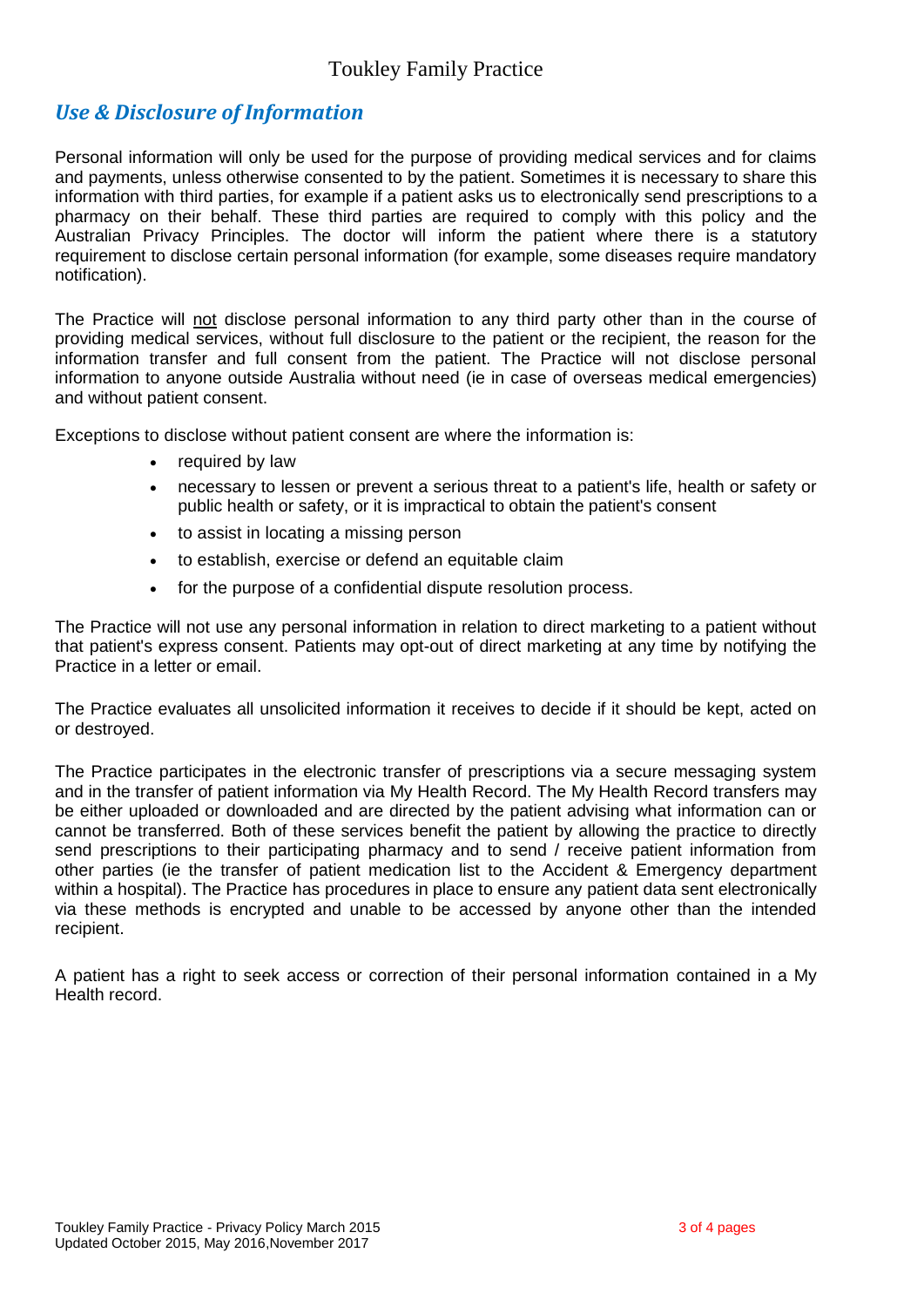## *Use & Disclosure of Information*

Personal information will only be used for the purpose of providing medical services and for claims and payments, unless otherwise consented to by the patient. Sometimes it is necessary to share this information with third parties, for example if a patient asks us to electronically send prescriptions to a pharmacy on their behalf. These third parties are required to comply with this policy and the Australian Privacy Principles. The doctor will inform the patient where there is a statutory requirement to disclose certain personal information (for example, some diseases require mandatory notification).

The Practice will not disclose personal information to any third party other than in the course of providing medical services, without full disclosure to the patient or the recipient, the reason for the information transfer and full consent from the patient. The Practice will not disclose personal information to anyone outside Australia without need (ie in case of overseas medical emergencies) and without patient consent.

Exceptions to disclose without patient consent are where the information is:

- required by law
- necessary to lessen or prevent a serious threat to a patient's life, health or safety or public health or safety, or it is impractical to obtain the patient's consent
- to assist in locating a missing person
- to establish, exercise or defend an equitable claim
- for the purpose of a confidential dispute resolution process.

The Practice will not use any personal information in relation to direct marketing to a patient without that patient's express consent. Patients may opt-out of direct marketing at any time by notifying the Practice in a letter or email.

The Practice evaluates all unsolicited information it receives to decide if it should be kept, acted on or destroyed.

The Practice participates in the electronic transfer of prescriptions via a secure messaging system and in the transfer of patient information via My Health Record. The My Health Record transfers may be either uploaded or downloaded and are directed by the patient advising what information can or cannot be transferred. Both of these services benefit the patient by allowing the practice to directly send prescriptions to their participating pharmacy and to send / receive patient information from other parties (ie the transfer of patient medication list to the Accident & Emergency department within a hospital). The Practice has procedures in place to ensure any patient data sent electronically via these methods is encrypted and unable to be accessed by anyone other than the intended recipient.

A patient has a right to seek access or correction of their personal information contained in a My Health record.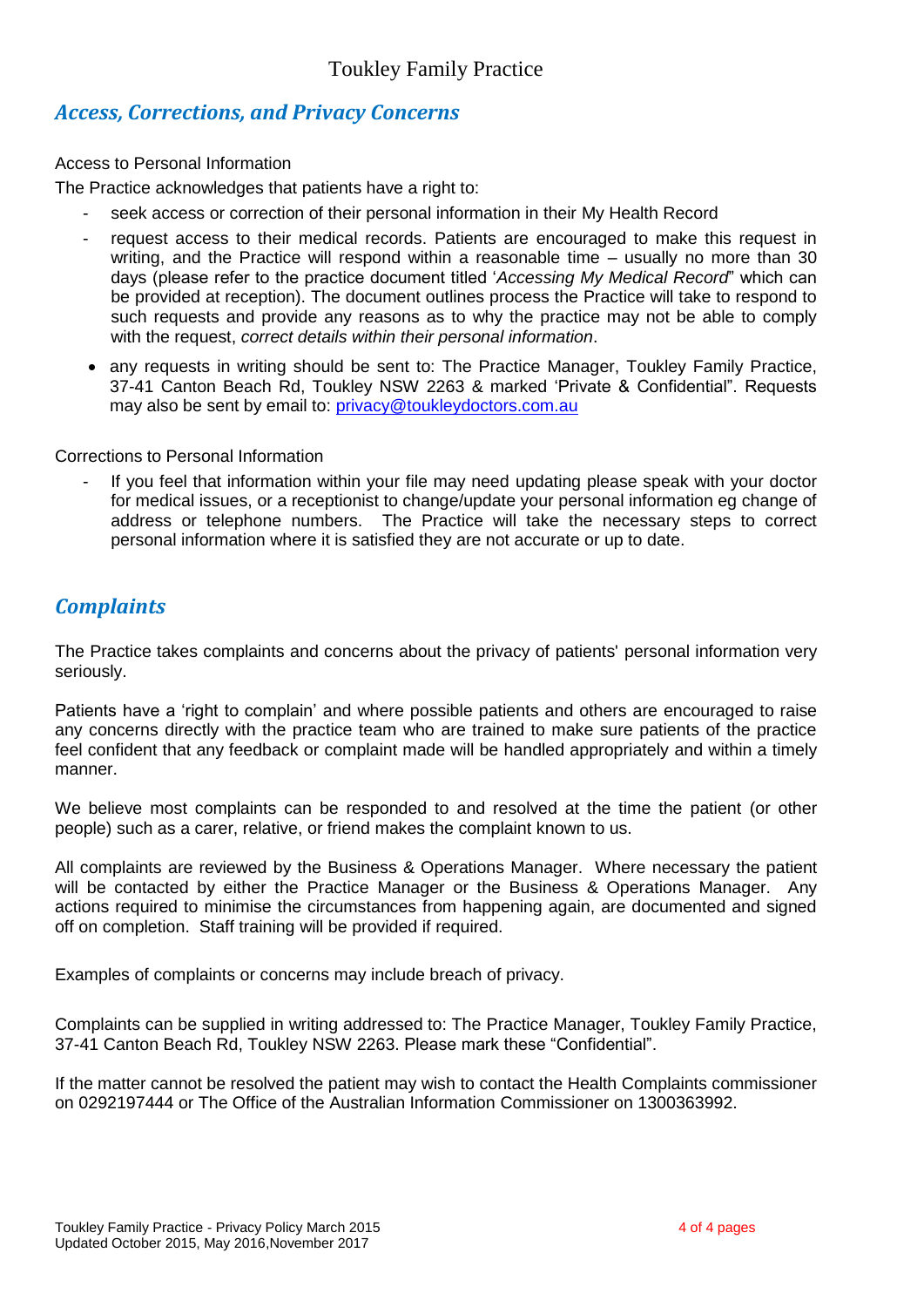## *Access, Corrections, and Privacy Concerns*

Access to Personal Information

The Practice acknowledges that patients have a right to:

- seek access or correction of their personal information in their My Health Record
- request access to their medical records. Patients are encouraged to make this request in writing, and the Practice will respond within a reasonable time – usually no more than 30 days (please refer to the practice document titled '*Accessing My Medical Record*" which can be provided at reception). The document outlines process the Practice will take to respond to such requests and provide any reasons as to why the practice may not be able to comply with the request, *correct details within their personal information*.

- any requests in writing should be sent to: The Practice Manager, Toukley Family Practice, 37-41 Canton Beach Rd, Toukley NSW 2263 & marked 'Private & Confidential". Requests may also be sent by email to: privacy@toukleydoctors.com.au

Corrections to Personal Information

- If you feel that information within your file may need updating please speak with your doctor for medical issues, or a receptionist to change/update your personal information eg change of address or telephone numbers. The Practice will take the necessary steps to correct personal information where it is satisfied they are not accurate or up to date.

## *Complaints*

The Practice takes complaints and concerns about the privacy of patients' personal information very seriously.

Patients have a 'right to complain' and where possible patients and others are encouraged to raise any concerns directly with the practice team who are trained to make sure patients of the practice feel confident that any feedback or complaint made will be handled appropriately and within a timely manner.

We believe most complaints can be responded to and resolved at the time the patient (or other people) such as a carer, relative, or friend makes the complaint known to us.

All complaints are reviewed by the Business & Operations Manager. Where necessary the patient will be contacted by either the Practice Manager or the Business & Operations Manager. Any actions required to minimise the circumstances from happening again, are documented and signed off on completion. Staff training will be provided if required.

Examples of complaints or concerns may include breach of privacy.

Complaints can be supplied in writing addressed to: The Practice Manager, Toukley Family Practice, 37-41 Canton Beach Rd, Toukley NSW 2263. Please mark these "Confidential".

If the matter cannot be resolved the patient may wish to contact the Health Complaints commissioner on 0292197444 or The Office of the Australian Information Commissioner on 1300363992.

Toukley Family Practice - Privacy Policy March 2015
Updated October 2015, May 2016,November 2017